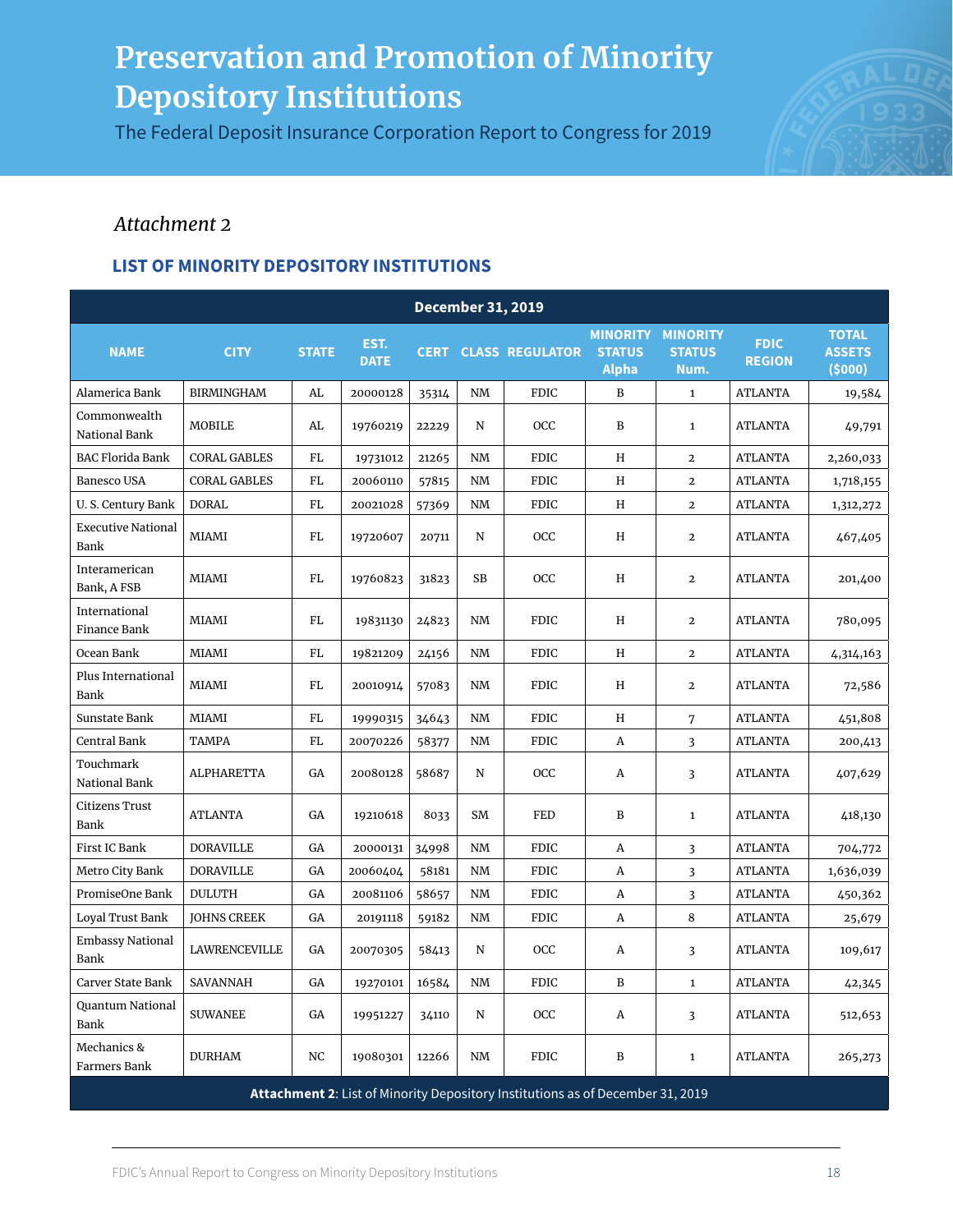# Preservation and Promotion of Minority Depository Institutions

The Federal Deposit Insurance Corporation Report to Congress for 2019

*Attachment 2*

## LIST OF MINORITY DEPOSITORY INSTITUTIONS

| December 31, 2019 | | | | | | | | | | |
|---|---|---|---|---|---|---|---|---|---|---|
| NAME | CITY | STATE | EST. DATE | CERT | CLASS | REGULATOR | MINORITY STATUS Alpha | MINORITY STATUS Num. | FDIC REGION | TOTAL ASSETS ($000) |
| Alamerica Bank | BIRMINGHAM | AL | 20000128 | 35314 | NM | FDIC | B | 1 | ATLANTA | 19,584 |
| Commonwealth National Bank | MOBILE | AL | 19760219 | 22229 | N | OCC | B | 1 | ATLANTA | 49,791 |
| BAC Florida Bank | CORAL GABLES | FL | 19731012 | 21265 | NM | FDIC | H | 2 | ATLANTA | 2,260,033 |
| Banesco USA | CORAL GABLES | FL | 20060110 | 57815 | NM | FDIC | H | 2 | ATLANTA | 1,718,155 |
| U. S. Century Bank | DORAL | FL | 20021028 | 57369 | NM | FDIC | H | 2 | ATLANTA | 1,312,272 |
| Executive National Bank | MIAMI | FL | 19720607 | 20711 | N | OCC | H | 2 | ATLANTA | 467,405 |
| Interamerican Bank, A FSB | MIAMI | FL | 19760823 | 31823 | SB | OCC | H | 2 | ATLANTA | 201,400 |
| International Finance Bank | MIAMI | FL | 19831130 | 24823 | NM | FDIC | H | 2 | ATLANTA | 780,095 |
| Ocean Bank | MIAMI | FL | 19821209 | 24156 | NM | FDIC | H | 2 | ATLANTA | 4,314,163 |
| Plus International Bank | MIAMI | FL | 20010914 | 57083 | NM | FDIC | H | 2 | ATLANTA | 72,586 |
| Sunstate Bank | MIAMI | FL | 19990315 | 34643 | NM | FDIC | H | 7 | ATLANTA | 451,808 |
| Central Bank | TAMPA | FL | 20070226 | 58377 | NM | FDIC | A | 3 | ATLANTA | 200,413 |
| Touchmark National Bank | ALPHARETTA | GA | 20080128 | 58687 | N | OCC | A | 3 | ATLANTA | 407,629 |
| Citizens Trust Bank | ATLANTA | GA | 19210618 | 8033 | SM | FED | B | 1 | ATLANTA | 418,130 |
| First IC Bank | DORAVILLE | GA | 20000131 | 34998 | NM | FDIC | A | 3 | ATLANTA | 704,772 |
| Metro City Bank | DORAVILLE | GA | 20060404 | 58181 | NM | FDIC | A | 3 | ATLANTA | 1,636,039 |
| PromiseOne Bank | DULUTH | GA | 20081106 | 58657 | NM | FDIC | A | 3 | ATLANTA | 450,362 |
| Loyal Trust Bank | JOHNS CREEK | GA | 20191118 | 59182 | NM | FDIC | A | 8 | ATLANTA | 25,679 |
| Embassy National Bank | LAWRENCEVILLE | GA | 20070305 | 58413 | N | OCC | A | 3 | ATLANTA | 109,617 |
| Carver State Bank | SAVANNAH | GA | 19270101 | 16584 | NM | FDIC | B | 1 | ATLANTA | 42,345 |
| Quantum National Bank | SUWANEE | GA | 19951227 | 34110 | N | OCC | A | 3 | ATLANTA | 512,653 |
| Mechanics & Farmers Bank | DURHAM | NC | 19080301 | 12266 | NM | FDIC | B | 1 | ATLANTA | 265,273 |

**Attachment 2**: List of Minority Depository Institutions as of December 31, 2019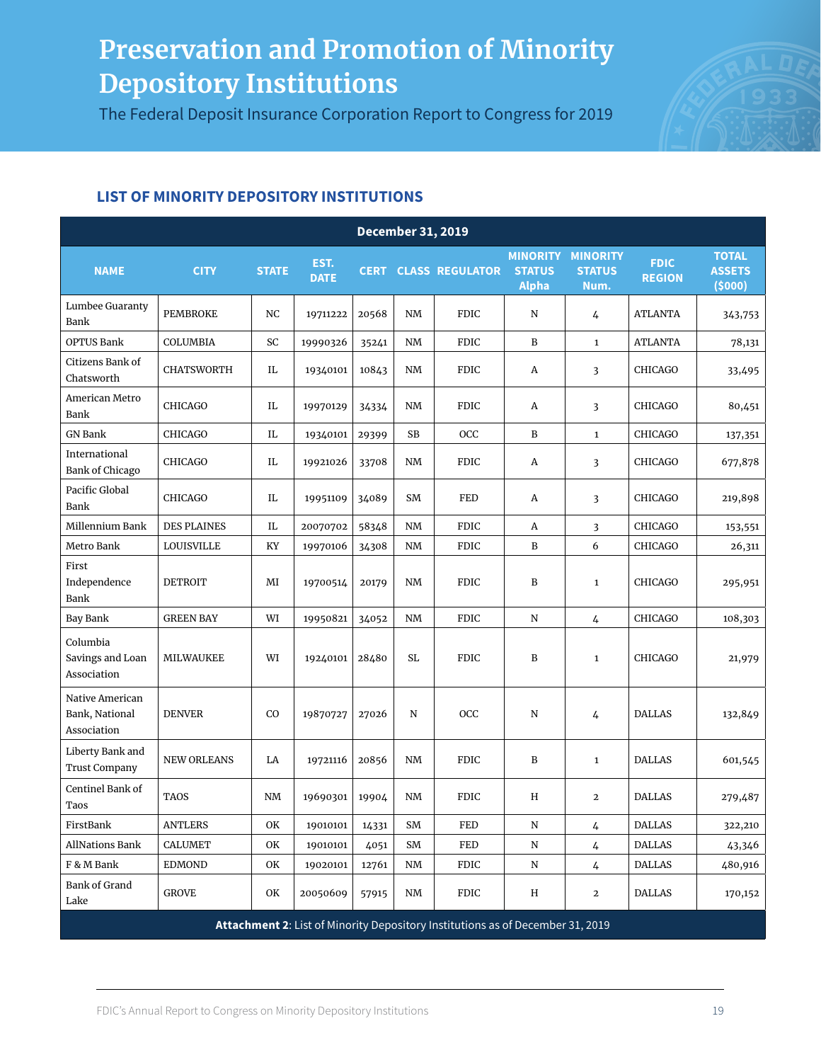# Preservation and Promotion of Minority Depository Institutions

The Federal Deposit Insurance Corporation Report to Congress for 2019

## LIST OF MINORITY DEPOSITORY INSTITUTIONS

| December 31, 2019 | | | | | | | | | | |
|---|---|---|---|---|---|---|---|---|---|---|
| **NAME** | **CITY** | **STATE** | **EST. DATE** | **CERT** | **CLASS** | **REGULATOR** | **MINORITY STATUS Alpha** | **MINORITY STATUS Num.** | **FDIC REGION** | **TOTAL ASSETS ($000)** |
| Lumbee Guaranty Bank | PEMBROKE | NC | 19711222 | 20568 | NM | FDIC | N | 4 | ATLANTA | 343,753 |
| OPTUS Bank | COLUMBIA | SC | 19990326 | 35241 | NM | FDIC | B | 1 | ATLANTA | 78,131 |
| Citizens Bank of Chatsworth | CHATSWORTH | IL | 19340101 | 10843 | NM | FDIC | A | 3 | CHICAGO | 33,495 |
| American Metro Bank | CHICAGO | IL | 19970129 | 34334 | NM | FDIC | A | 3 | CHICAGO | 80,451 |
| GN Bank | CHICAGO | IL | 19340101 | 29399 | SB | OCC | B | 1 | CHICAGO | 137,351 |
| International Bank of Chicago | CHICAGO | IL | 19921026 | 33708 | NM | FDIC | A | 3 | CHICAGO | 677,878 |
| Pacific Global Bank | CHICAGO | IL | 19951109 | 34089 | SM | FED | A | 3 | CHICAGO | 219,898 |
| Millennium Bank | DES PLAINES | IL | 20070702 | 58348 | NM | FDIC | A | 3 | CHICAGO | 153,551 |
| Metro Bank | LOUISVILLE | KY | 19970106 | 34308 | NM | FDIC | B | 6 | CHICAGO | 26,311 |
| First Independence Bank | DETROIT | MI | 19700514 | 20179 | NM | FDIC | B | 1 | CHICAGO | 295,951 |
| Bay Bank | GREEN BAY | WI | 19950821 | 34052 | NM | FDIC | N | 4 | CHICAGO | 108,303 |
| Columbia Savings and Loan Association | MILWAUKEE | WI | 19240101 | 28480 | SL | FDIC | B | 1 | CHICAGO | 21,979 |
| Native American Bank, National Association | DENVER | CO | 19870727 | 27026 | N | OCC | N | 4 | DALLAS | 132,849 |
| Liberty Bank and Trust Company | NEW ORLEANS | LA | 19721116 | 20856 | NM | FDIC | B | 1 | DALLAS | 601,545 |
| Centinel Bank of Taos | TAOS | NM | 19690301 | 19904 | NM | FDIC | H | 2 | DALLAS | 279,487 |
| FirstBank | ANTLERS | OK | 19010101 | 14331 | SM | FED | N | 4 | DALLAS | 322,210 |
| AllNations Bank | CALUMET | OK | 19010101 | 4051 | SM | FED | N | 4 | DALLAS | 43,346 |
| F & M Bank | EDMOND | OK | 19020101 | 12761 | NM | FDIC | N | 4 | DALLAS | 480,916 |
| Bank of Grand Lake | GROVE | OK | 20050609 | 57915 | NM | FDIC | H | 2 | DALLAS | 170,152 |

**Attachment 2**: List of Minority Depository Institutions as of December 31, 2019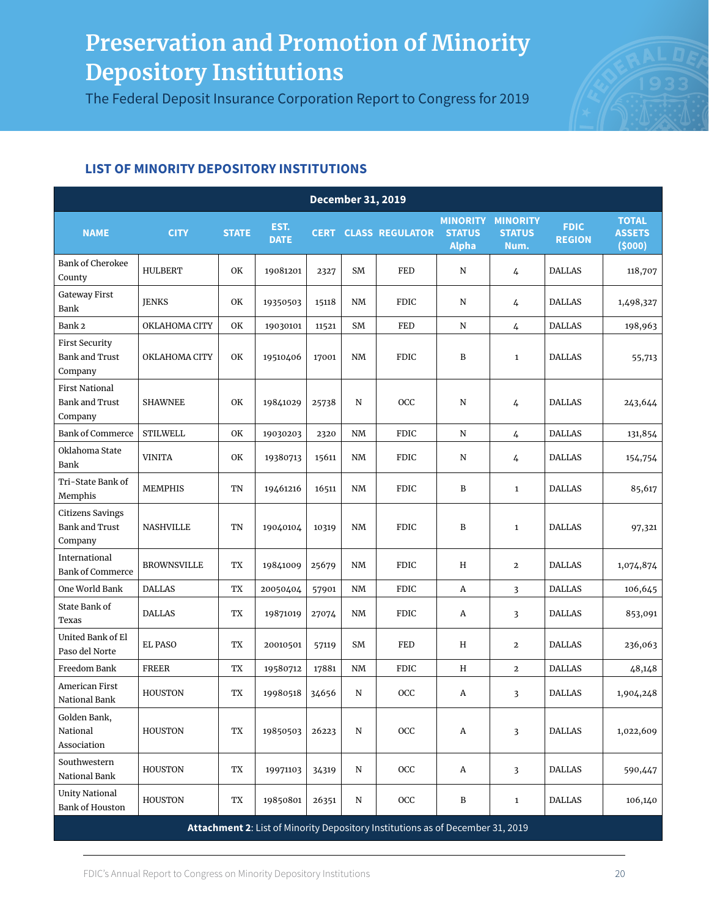# Preservation and Promotion of Minority Depository Institutions

The Federal Deposit Insurance Corporation Report to Congress for 2019

### LIST OF MINORITY DEPOSITORY INSTITUTIONS

| December 31, 2019 | | | | | | | | | | |
|---|---|---|---|---|---|---|---|---|---|---|
| NAME | CITY | STATE | EST. DATE | CERT | CLASS | REGULATOR | MINORITY STATUS Alpha | MINORITY STATUS Num. | FDIC REGION | TOTAL ASSETS ($000) |
| Bank of Cherokee County | HULBERT | OK | 19081201 | 2327 | SM | FED | N | 4 | DALLAS | 118,707 |
| Gateway First Bank | JENKS | OK | 19350503 | 15118 | NM | FDIC | N | 4 | DALLAS | 1,498,327 |
| Bank 2 | OKLAHOMA CITY | OK | 19030101 | 11521 | SM | FED | N | 4 | DALLAS | 198,963 |
| First Security Bank and Trust Company | OKLAHOMA CITY | OK | 19510406 | 17001 | NM | FDIC | B | 1 | DALLAS | 55,713 |
| First National Bank and Trust Company | SHAWNEE | OK | 19841029 | 25738 | N | OCC | N | 4 | DALLAS | 243,644 |
| Bank of Commerce | STILWELL | OK | 19030203 | 2320 | NM | FDIC | N | 4 | DALLAS | 131,854 |
| Oklahoma State Bank | VINITA | OK | 19380713 | 15611 | NM | FDIC | N | 4 | DALLAS | 154,754 |
| Tri-State Bank of Memphis | MEMPHIS | TN | 19461216 | 16511 | NM | FDIC | B | 1 | DALLAS | 85,617 |
| Citizens Savings Bank and Trust Company | NASHVILLE | TN | 19040104 | 10319 | NM | FDIC | B | 1 | DALLAS | 97,321 |
| International Bank of Commerce | BROWNSVILLE | TX | 19841009 | 25679 | NM | FDIC | H | 2 | DALLAS | 1,074,874 |
| One World Bank | DALLAS | TX | 20050404 | 57901 | NM | FDIC | A | 3 | DALLAS | 106,645 |
| State Bank of Texas | DALLAS | TX | 19871019 | 27074 | NM | FDIC | A | 3 | DALLAS | 853,091 |
| United Bank of El Paso del Norte | EL PASO | TX | 20010501 | 57119 | SM | FED | H | 2 | DALLAS | 236,063 |
| Freedom Bank | FREER | TX | 19580712 | 17881 | NM | FDIC | H | 2 | DALLAS | 48,148 |
| American First National Bank | HOUSTON | TX | 19980518 | 34656 | N | OCC | A | 3 | DALLAS | 1,904,248 |
| Golden Bank, National Association | HOUSTON | TX | 19850503 | 26223 | N | OCC | A | 3 | DALLAS | 1,022,609 |
| Southwestern National Bank | HOUSTON | TX | 19971103 | 34319 | N | OCC | A | 3 | DALLAS | 590,447 |
| Unity National Bank of Houston | HOUSTON | TX | 19850801 | 26351 | N | OCC | B | 1 | DALLAS | 106,140 |

**Attachment 2**: List of Minority Depository Institutions as of December 31, 2019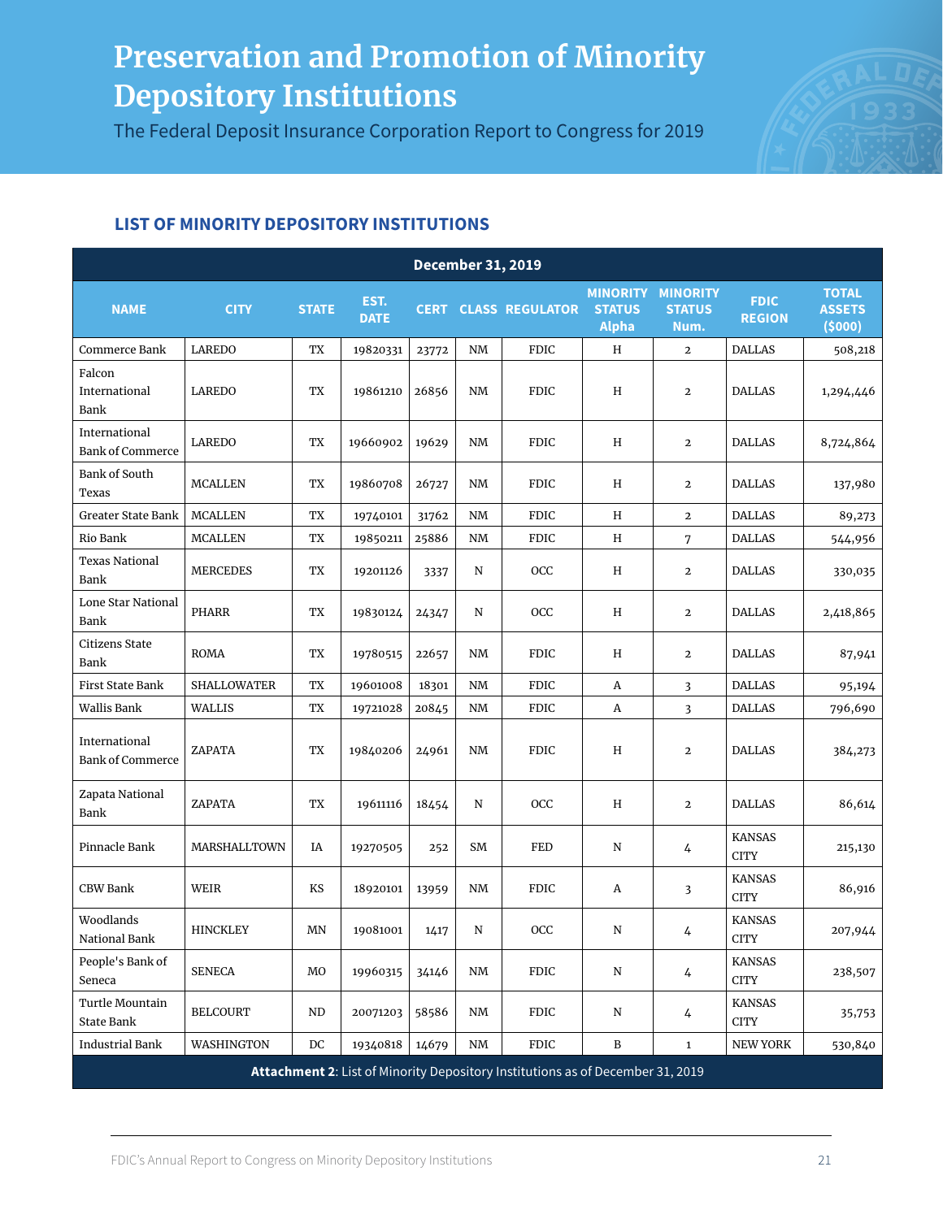# Preservation and Promotion of Minority Depository Institutions

The Federal Deposit Insurance Corporation Report to Congress for 2019

### LIST OF MINORITY DEPOSITORY INSTITUTIONS

| December 31, 2019 | | | | | | | | | | |
|---|---|---|---|---|---|---|---|---|---|---|
| NAME | CITY | STATE | EST. DATE | CERT | CLASS | REGULATOR | MINORITY STATUS Alpha | MINORITY STATUS Num. | FDIC REGION | TOTAL ASSETS ($000) |
| Commerce Bank | LAREDO | TX | 19820331 | 23772 | NM | FDIC | H | 2 | DALLAS | 508,218 |
| Falcon International Bank | LAREDO | TX | 19861210 | 26856 | NM | FDIC | H | 2 | DALLAS | 1,294,446 |
| International Bank of Commerce | LAREDO | TX | 19660902 | 19629 | NM | FDIC | H | 2 | DALLAS | 8,724,864 |
| Bank of South Texas | MCALLEN | TX | 19860708 | 26727 | NM | FDIC | H | 2 | DALLAS | 137,980 |
| Greater State Bank | MCALLEN | TX | 19740101 | 31762 | NM | FDIC | H | 2 | DALLAS | 89,273 |
| Rio Bank | MCALLEN | TX | 19850211 | 25886 | NM | FDIC | H | 7 | DALLAS | 544,956 |
| Texas National Bank | MERCEDES | TX | 19201126 | 3337 | N | OCC | H | 2 | DALLAS | 330,035 |
| Lone Star National Bank | PHARR | TX | 19830124 | 24347 | N | OCC | H | 2 | DALLAS | 2,418,865 |
| Citizens State Bank | ROMA | TX | 19780515 | 22657 | NM | FDIC | H | 2 | DALLAS | 87,941 |
| First State Bank | SHALLOWATER | TX | 19601008 | 18301 | NM | FDIC | A | 3 | DALLAS | 95,194 |
| Wallis Bank | WALLIS | TX | 19721028 | 20845 | NM | FDIC | A | 3 | DALLAS | 796,690 |
| International Bank of Commerce | ZAPATA | TX | 19840206 | 24961 | NM | FDIC | H | 2 | DALLAS | 384,273 |
| Zapata National Bank | ZAPATA | TX | 19611116 | 18454 | N | OCC | H | 2 | DALLAS | 86,614 |
| Pinnacle Bank | MARSHALLTOWN | IA | 19270505 | 252 | SM | FED | N | 4 | KANSAS CITY | 215,130 |
| CBW Bank | WEIR | KS | 18920101 | 13959 | NM | FDIC | A | 3 | KANSAS CITY | 86,916 |
| Woodlands National Bank | HINCKLEY | MN | 19081001 | 1417 | N | OCC | N | 4 | KANSAS CITY | 207,944 |
| People's Bank of Seneca | SENECA | MO | 19960315 | 34146 | NM | FDIC | N | 4 | KANSAS CITY | 238,507 |
| Turtle Mountain State Bank | BELCOURT | ND | 20071203 | 58586 | NM | FDIC | N | 4 | KANSAS CITY | 35,753 |
| Industrial Bank | WASHINGTON | DC | 19340818 | 14679 | NM | FDIC | B | 1 | NEW YORK | 530,840 |

**Attachment 2**: List of Minority Depository Institutions as of December 31, 2019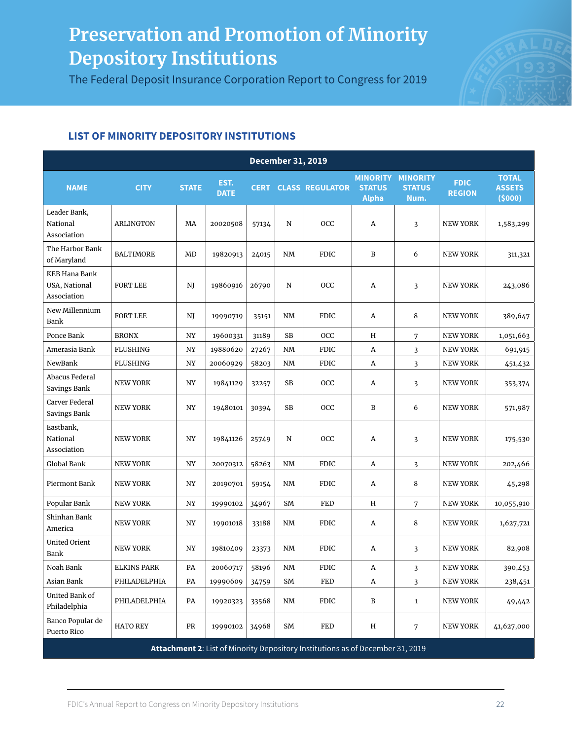# Preservation and Promotion of Minority Depository Institutions

The Federal Deposit Insurance Corporation Report to Congress for 2019

### LIST OF MINORITY DEPOSITORY INSTITUTIONS

| December 31, 2019 | | | | | | | | | | |
|---|---|---|---|---|---|---|---|---|---|---|
| NAME | CITY | STATE | EST. DATE | CERT | CLASS | REGULATOR | MINORITY STATUS Alpha | MINORITY STATUS Num. | FDIC REGION | TOTAL ASSETS ($000) |
| Leader Bank, National Association | ARLINGTON | MA | 20020508 | 57134 | N | OCC | A | 3 | NEW YORK | 1,583,299 |
| The Harbor Bank of Maryland | BALTIMORE | MD | 19820913 | 24015 | NM | FDIC | B | 6 | NEW YORK | 311,321 |
| KEB Hana Bank USA, National Association | FORT LEE | NJ | 19860916 | 26790 | N | OCC | A | 3 | NEW YORK | 243,086 |
| New Millennium Bank | FORT LEE | NJ | 19990719 | 35151 | NM | FDIC | A | 8 | NEW YORK | 389,647 |
| Ponce Bank | BRONX | NY | 19600331 | 31189 | SB | OCC | H | 7 | NEW YORK | 1,051,663 |
| Amerasia Bank | FLUSHING | NY | 19880620 | 27267 | NM | FDIC | A | 3 | NEW YORK | 691,915 |
| NewBank | FLUSHING | NY | 20060929 | 58203 | NM | FDIC | A | 3 | NEW YORK | 451,432 |
| Abacus Federal Savings Bank | NEW YORK | NY | 19841129 | 32257 | SB | OCC | A | 3 | NEW YORK | 353,374 |
| Carver Federal Savings Bank | NEW YORK | NY | 19480101 | 30394 | SB | OCC | B | 6 | NEW YORK | 571,987 |
| Eastbank, National Association | NEW YORK | NY | 19841126 | 25749 | N | OCC | A | 3 | NEW YORK | 175,530 |
| Global Bank | NEW YORK | NY | 20070312 | 58263 | NM | FDIC | A | 3 | NEW YORK | 202,466 |
| Piermont Bank | NEW YORK | NY | 20190701 | 59154 | NM | FDIC | A | 8 | NEW YORK | 45,298 |
| Popular Bank | NEW YORK | NY | 19990102 | 34967 | SM | FED | H | 7 | NEW YORK | 10,055,910 |
| Shinhan Bank America | NEW YORK | NY | 19901018 | 33188 | NM | FDIC | A | 8 | NEW YORK | 1,627,721 |
| United Orient Bank | NEW YORK | NY | 19810409 | 23373 | NM | FDIC | A | 3 | NEW YORK | 82,908 |
| Noah Bank | ELKINS PARK | PA | 20060717 | 58196 | NM | FDIC | A | 3 | NEW YORK | 390,453 |
| Asian Bank | PHILADELPHIA | PA | 19990609 | 34759 | SM | FED | A | 3 | NEW YORK | 238,451 |
| United Bank of Philadelphia | PHILADELPHIA | PA | 19920323 | 33568 | NM | FDIC | B | 1 | NEW YORK | 49,442 |
| Banco Popular de Puerto Rico | HATO REY | PR | 19990102 | 34968 | SM | FED | H | 7 | NEW YORK | 41,627,000 |

**Attachment 2**: List of Minority Depository Institutions as of December 31, 2019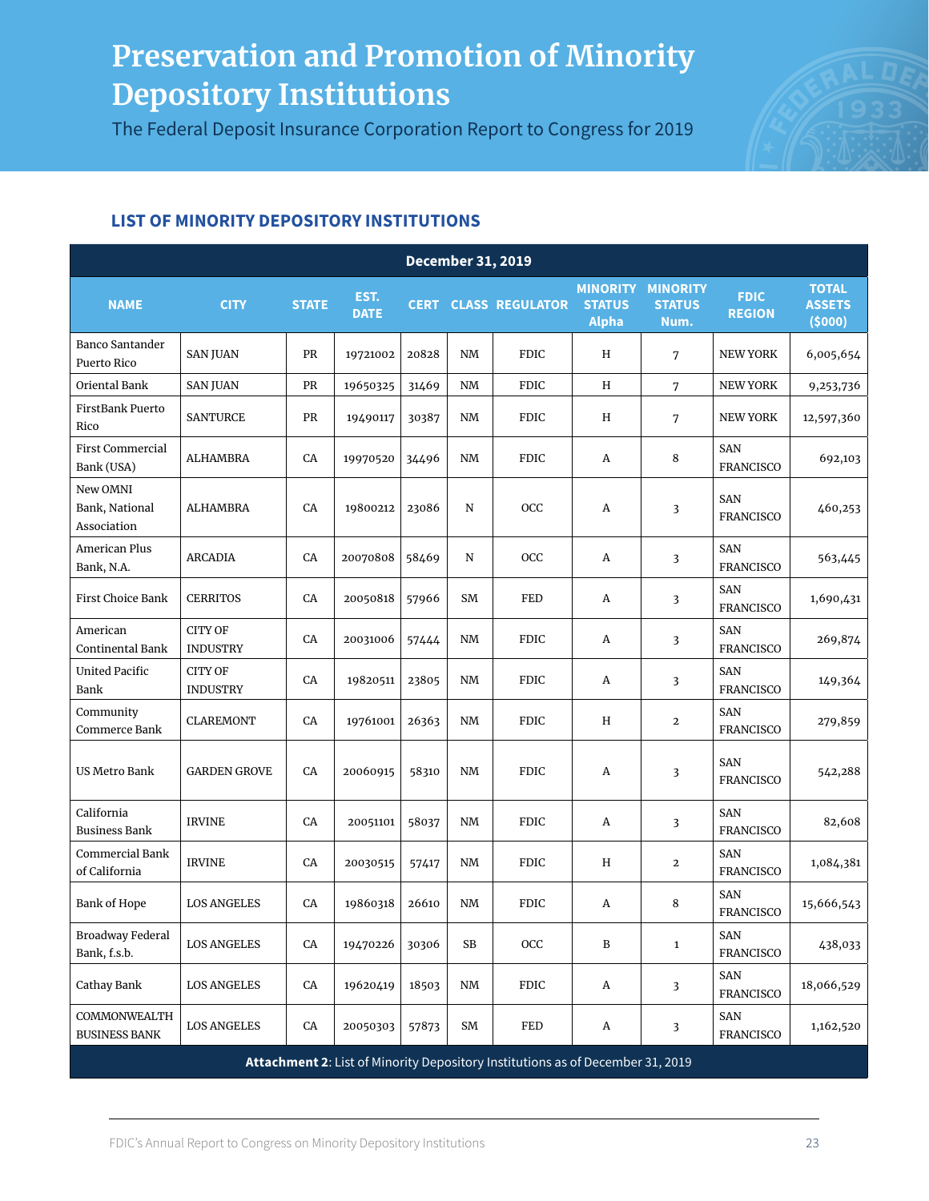# Preservation and Promotion of Minority Depository Institutions

The Federal Deposit Insurance Corporation Report to Congress for 2019

## LIST OF MINORITY DEPOSITORY INSTITUTIONS

| December 31, 2019 | | | | | | | | | | |
|---|---|---|---|---|---|---|---|---|---|---|
| NAME | CITY | STATE | EST. DATE | CERT | CLASS | REGULATOR | MINORITY STATUS Alpha | MINORITY STATUS Num. | FDIC REGION | TOTAL ASSETS ($000) |
| Banco Santander Puerto Rico | SAN JUAN | PR | 19721002 | 20828 | NM | FDIC | H | 7 | NEW YORK | 6,005,654 |
| Oriental Bank | SAN JUAN | PR | 19650325 | 31469 | NM | FDIC | H | 7 | NEW YORK | 9,253,736 |
| FirstBank Puerto Rico | SANTURCE | PR | 19490117 | 30387 | NM | FDIC | H | 7 | NEW YORK | 12,597,360 |
| First Commercial Bank (USA) | ALHAMBRA | CA | 19970520 | 34496 | NM | FDIC | A | 8 | SAN FRANCISCO | 692,103 |
| New OMNI Bank, National Association | ALHAMBRA | CA | 19800212 | 23086 | N | OCC | A | 3 | SAN FRANCISCO | 460,253 |
| American Plus Bank, N.A. | ARCADIA | CA | 20070808 | 58469 | N | OCC | A | 3 | SAN FRANCISCO | 563,445 |
| First Choice Bank | CERRITOS | CA | 20050818 | 57966 | SM | FED | A | 3 | SAN FRANCISCO | 1,690,431 |
| American Continental Bank | CITY OF INDUSTRY | CA | 20031006 | 57444 | NM | FDIC | A | 3 | SAN FRANCISCO | 269,874 |
| United Pacific Bank | CITY OF INDUSTRY | CA | 19820511 | 23805 | NM | FDIC | A | 3 | SAN FRANCISCO | 149,364 |
| Community Commerce Bank | CLAREMONT | CA | 19761001 | 26363 | NM | FDIC | H | 2 | SAN FRANCISCO | 279,859 |
| US Metro Bank | GARDEN GROVE | CA | 20060915 | 58310 | NM | FDIC | A | 3 | SAN FRANCISCO | 542,288 |
| California Business Bank | IRVINE | CA | 20051101 | 58037 | NM | FDIC | A | 3 | SAN FRANCISCO | 82,608 |
| Commercial Bank of California | IRVINE | CA | 20030515 | 57417 | NM | FDIC | H | 2 | SAN FRANCISCO | 1,084,381 |
| Bank of Hope | LOS ANGELES | CA | 19860318 | 26610 | NM | FDIC | A | 8 | SAN FRANCISCO | 15,666,543 |
| Broadway Federal Bank, f.s.b. | LOS ANGELES | CA | 19470226 | 30306 | SB | OCC | B | 1 | SAN FRANCISCO | 438,033 |
| Cathay Bank | LOS ANGELES | CA | 19620419 | 18503 | NM | FDIC | A | 3 | SAN FRANCISCO | 18,066,529 |
| COMMONWEALTH BUSINESS BANK | LOS ANGELES | CA | 20050303 | 57873 | SM | FED | A | 3 | SAN FRANCISCO | 1,162,520 |

**Attachment 2**: List of Minority Depository Institutions as of December 31, 2019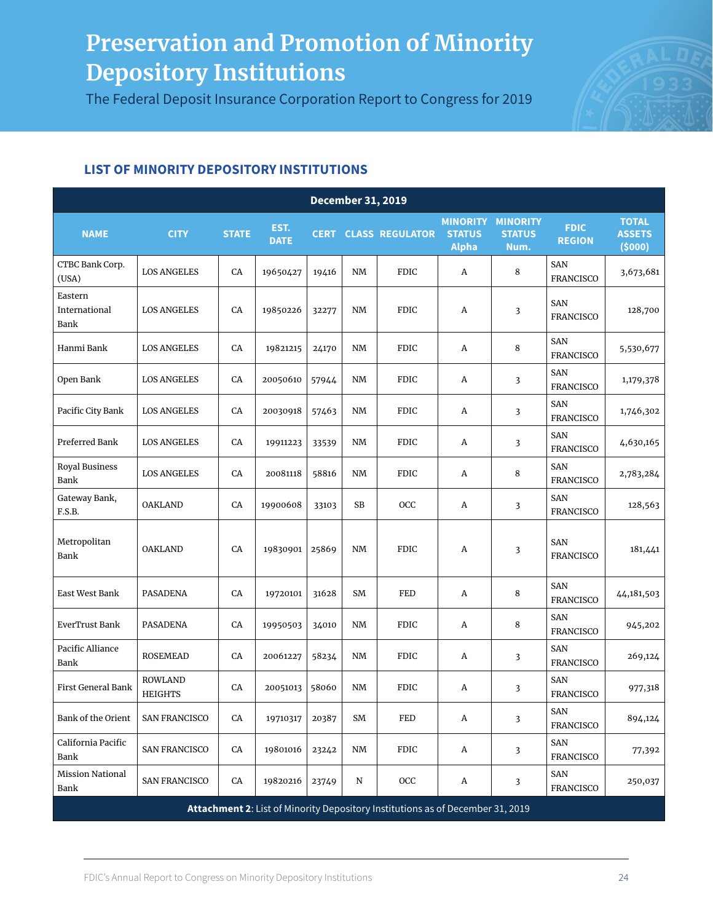# Preservation and Promotion of Minority Depository Institutions

The Federal Deposit Insurance Corporation Report to Congress for 2019

### LIST OF MINORITY DEPOSITORY INSTITUTIONS

| December 31, 2019 | | | | | | | | | | |
|---|---|---|---|---|---|---|---|---|---|---|
| **NAME** | **CITY** | **STATE** | **EST. DATE** | **CERT** | **CLASS** | **REGULATOR** | **MINORITY STATUS Alpha** | **MINORITY STATUS Num.** | **FDIC REGION** | **TOTAL ASSETS ($000)** |
| CTBC Bank Corp. (USA) | LOS ANGELES | CA | 19650427 | 19416 | NM | FDIC | A | 8 | SAN FRANCISCO | 3,673,681 |
| Eastern International Bank | LOS ANGELES | CA | 19850226 | 32277 | NM | FDIC | A | 3 | SAN FRANCISCO | 128,700 |
| Hanmi Bank | LOS ANGELES | CA | 19821215 | 24170 | NM | FDIC | A | 8 | SAN FRANCISCO | 5,530,677 |
| Open Bank | LOS ANGELES | CA | 20050610 | 57944 | NM | FDIC | A | 3 | SAN FRANCISCO | 1,179,378 |
| Pacific City Bank | LOS ANGELES | CA | 20030918 | 57463 | NM | FDIC | A | 3 | SAN FRANCISCO | 1,746,302 |
| Preferred Bank | LOS ANGELES | CA | 19911223 | 33539 | NM | FDIC | A | 3 | SAN FRANCISCO | 4,630,165 |
| Royal Business Bank | LOS ANGELES | CA | 20081118 | 58816 | NM | FDIC | A | 8 | SAN FRANCISCO | 2,783,284 |
| Gateway Bank, F.S.B. | OAKLAND | CA | 19900608 | 33103 | SB | OCC | A | 3 | SAN FRANCISCO | 128,563 |
| Metropolitan Bank | OAKLAND | CA | 19830901 | 25869 | NM | FDIC | A | 3 | SAN FRANCISCO | 181,441 |
| East West Bank | PASADENA | CA | 19720101 | 31628 | SM | FED | A | 8 | SAN FRANCISCO | 44,181,503 |
| EverTrust Bank | PASADENA | CA | 19950503 | 34010 | NM | FDIC | A | 8 | SAN FRANCISCO | 945,202 |
| Pacific Alliance Bank | ROSEMEAD | CA | 20061227 | 58234 | NM | FDIC | A | 3 | SAN FRANCISCO | 269,124 |
| First General Bank | ROWLAND HEIGHTS | CA | 20051013 | 58060 | NM | FDIC | A | 3 | SAN FRANCISCO | 977,318 |
| Bank of the Orient | SAN FRANCISCO | CA | 19710317 | 20387 | SM | FED | A | 3 | SAN FRANCISCO | 894,124 |
| California Pacific Bank | SAN FRANCISCO | CA | 19801016 | 23242 | NM | FDIC | A | 3 | SAN FRANCISCO | 77,392 |
| Mission National Bank | SAN FRANCISCO | CA | 19820216 | 23749 | N | OCC | A | 3 | SAN FRANCISCO | 250,037 |

**Attachment 2**: List of Minority Depository Institutions as of December 31, 2019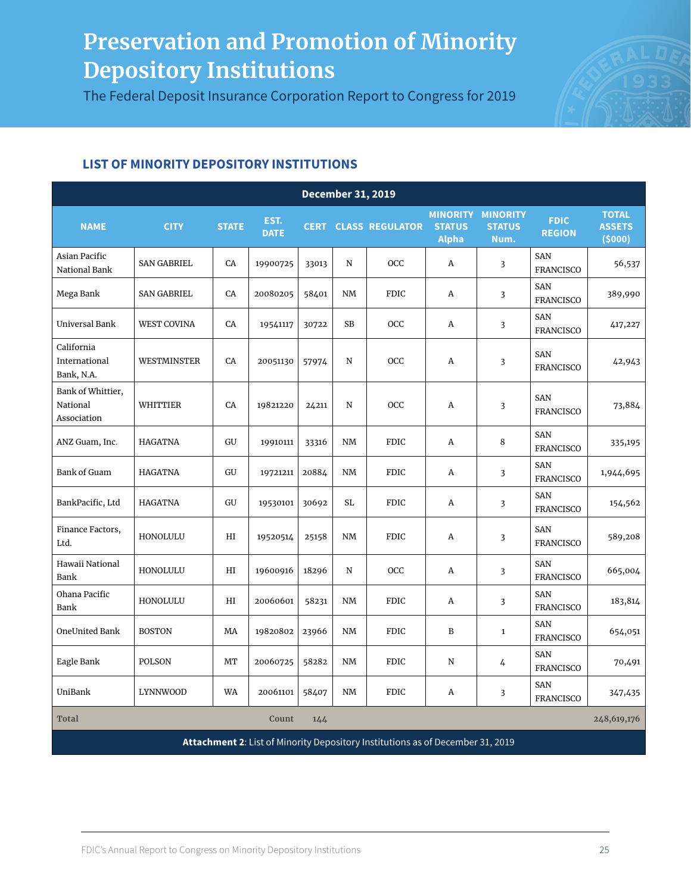# Preservation and Promotion of Minority Depository Institutions

The Federal Deposit Insurance Corporation Report to Congress for 2019

### LIST OF MINORITY DEPOSITORY INSTITUTIONS

| December 31, 2019 | | | | | | | | | | |
|---|---|---|---|---|---|---|---|---|---|---|
| NAME | CITY | STATE | EST. DATE | CERT | CLASS | REGULATOR | MINORITY STATUS Alpha | MINORITY STATUS Num. | FDIC REGION | TOTAL ASSETS ($000) |
| Asian Pacific National Bank | SAN GABRIEL | CA | 19900725 | 33013 | N | OCC | A | 3 | SAN FRANCISCO | 56,537 |
| Mega Bank | SAN GABRIEL | CA | 20080205 | 58401 | NM | FDIC | A | 3 | SAN FRANCISCO | 389,990 |
| Universal Bank | WEST COVINA | CA | 19541117 | 30722 | SB | OCC | A | 3 | SAN FRANCISCO | 417,227 |
| California International Bank, N.A. | WESTMINSTER | CA | 20051130 | 57974 | N | OCC | A | 3 | SAN FRANCISCO | 42,943 |
| Bank of Whittier, National Association | WHITTIER | CA | 19821220 | 24211 | N | OCC | A | 3 | SAN FRANCISCO | 73,884 |
| ANZ Guam, Inc. | HAGATNA | GU | 19910111 | 33316 | NM | FDIC | A | 8 | SAN FRANCISCO | 335,195 |
| Bank of Guam | HAGATNA | GU | 19721211 | 20884 | NM | FDIC | A | 3 | SAN FRANCISCO | 1,944,695 |
| BankPacific, Ltd | HAGATNA | GU | 19530101 | 30692 | SL | FDIC | A | 3 | SAN FRANCISCO | 154,562 |
| Finance Factors, Ltd. | HONOLULU | HI | 19520514 | 25158 | NM | FDIC | A | 3 | SAN FRANCISCO | 589,208 |
| Hawaii National Bank | HONOLULU | HI | 19600916 | 18296 | N | OCC | A | 3 | SAN FRANCISCO | 665,004 |
| Ohana Pacific Bank | HONOLULU | HI | 20060601 | 58231 | NM | FDIC | A | 3 | SAN FRANCISCO | 183,814 |
| OneUnited Bank | BOSTON | MA | 19820802 | 23966 | NM | FDIC | B | 1 | SAN FRANCISCO | 654,051 |
| Eagle Bank | POLSON | MT | 20060725 | 58282 | NM | FDIC | N | 4 | SAN FRANCISCO | 70,491 |
| UniBank | LYNNWOOD | WA | 20061101 | 58407 | NM | FDIC | A | 3 | SAN FRANCISCO | 347,435 |
| Total | | | Count | 144 | | | | | | 248,619,176 |

**Attachment 2**: List of Minority Depository Institutions as of December 31, 2019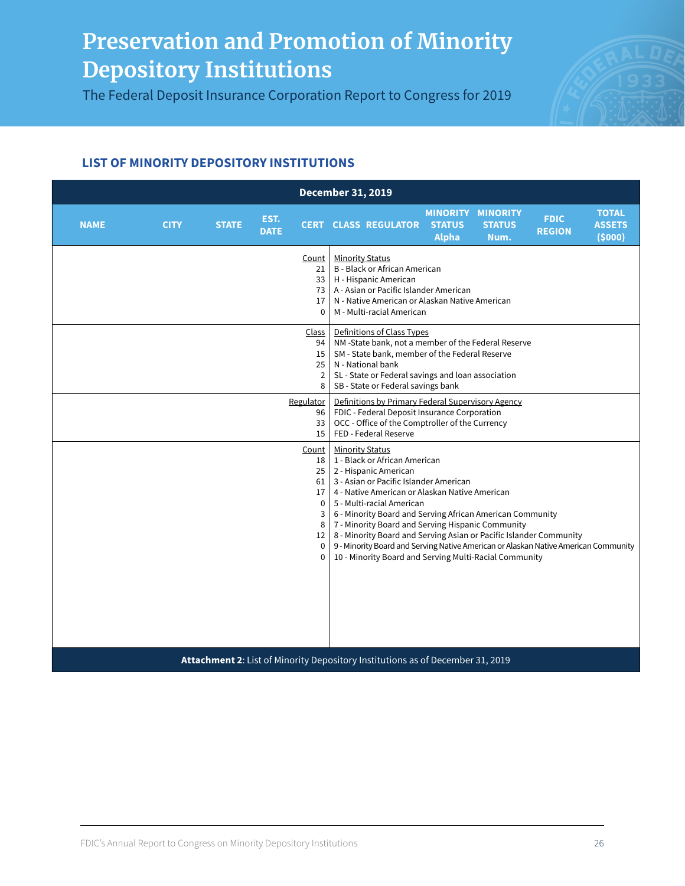## LIST OF MINORITY DEPOSITORY INSTITUTIONS

| | | | | | | | | | | |
|---|---|---|---|---|---|---|---|---|---|---|
| **December 31, 2019** | | | | | | | | | | |
| **NAME** | **CITY** | **STATE** | **EST. DATE** | **CERT** | **CLASS** | **REGULATOR** | **MINORITY STATUS Alpha** | **MINORITY STATUS Num.** | **FDIC REGION** | **TOTAL ASSETS ($000)** |

| Count | Minority Status |
|---|---|
| 21 | B - Black or African American |
| 33 | H - Hispanic American |
| 73 | A - Asian or Pacific Islander American |
| 17 | N - Native American or Alaskan Native American |
| 0 | M - Multi-racial American |

| Class | Definitions of Class Types |
|---|---|
| 94 | NM -State bank, not a member of the Federal Reserve |
| 15 | SM - State bank, member of the Federal Reserve |
| 25 | N - National bank |
| 2 | SL - State or Federal savings and loan association |
| 8 | SB - State or Federal savings bank |

| Regulator | Definitions by Primary Federal Supervisory Agency |
|---|---|
| 96 | FDIC - Federal Deposit Insurance Corporation |
| 33 | OCC - Office of the Comptroller of the Currency |
| 15 | FED - Federal Reserve |

| Count | Minority Status |
|---|---|
| 18 | 1 - Black or African American |
| 25 | 2 - Hispanic American |
| 61 | 3 - Asian or Pacific Islander American |
| 17 | 4 - Native American or Alaskan Native American |
| 0 | 5 - Multi-racial American |
| 3 | 6 - Minority Board and Serving African American Community |
| 8 | 7 - Minority Board and Serving Hispanic Community |
| 12 | 8 - Minority Board and Serving Asian or Pacific Islander Community |
| 0 | 9 - Minority Board and Serving Native American or Alaskan Native American Community |
| 0 | 10 - Minority Board and Serving Multi-Racial Community |

**Attachment 2**: List of Minority Depository Institutions as of December 31, 2019